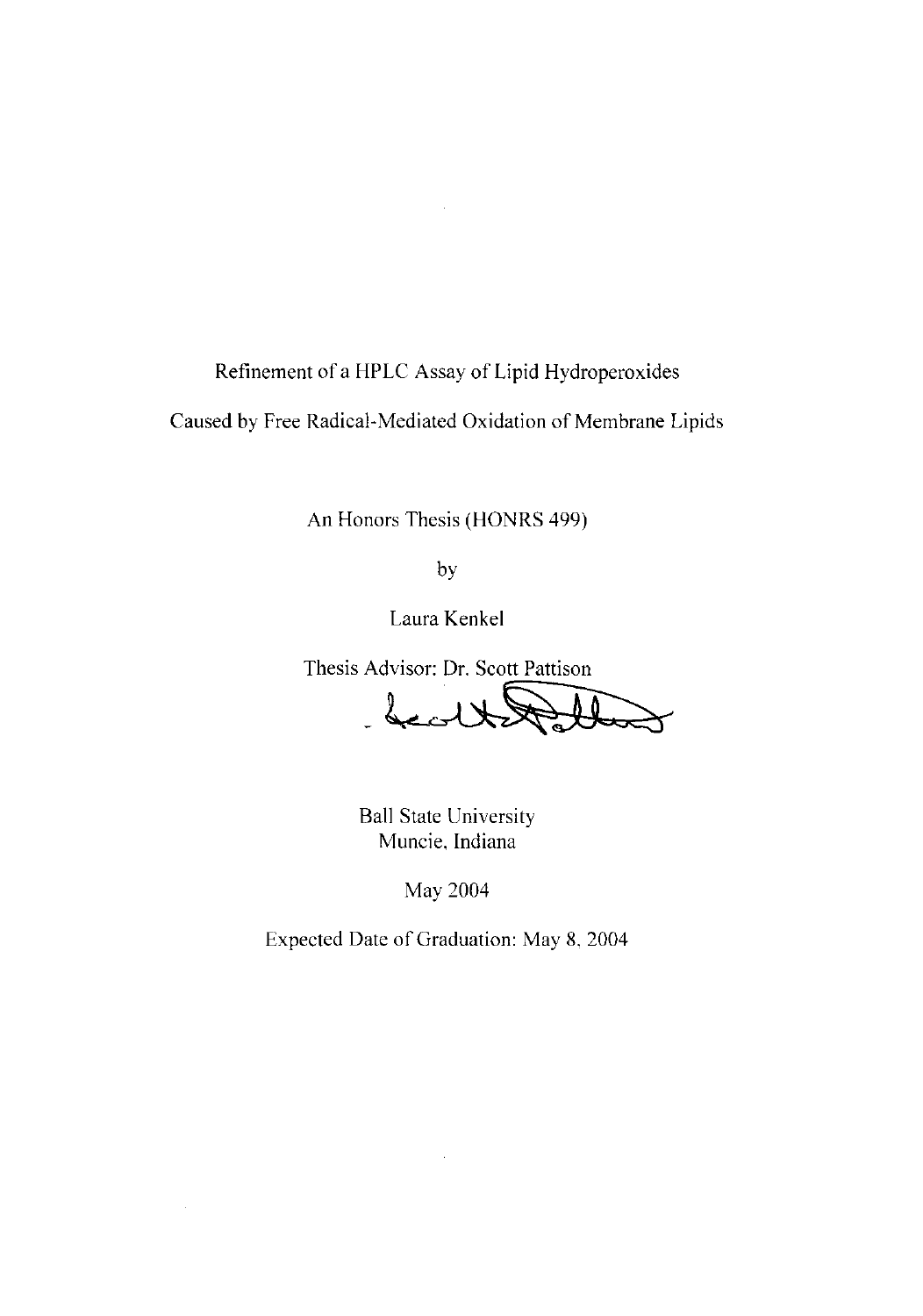# Refinement of a HPLC Assay of Lipid Hydroperoxides Caused by Free Radical-Mediated Oxidation of Membrane Lipids

An Honors Thesis (HONRS 499)

by

Laura Kenkel

Thesis Advisor: Dr. Scott Pattison

Ball State University
Muncie, Indiana

May 2004

Expected Date of Graduation: May 8, 2004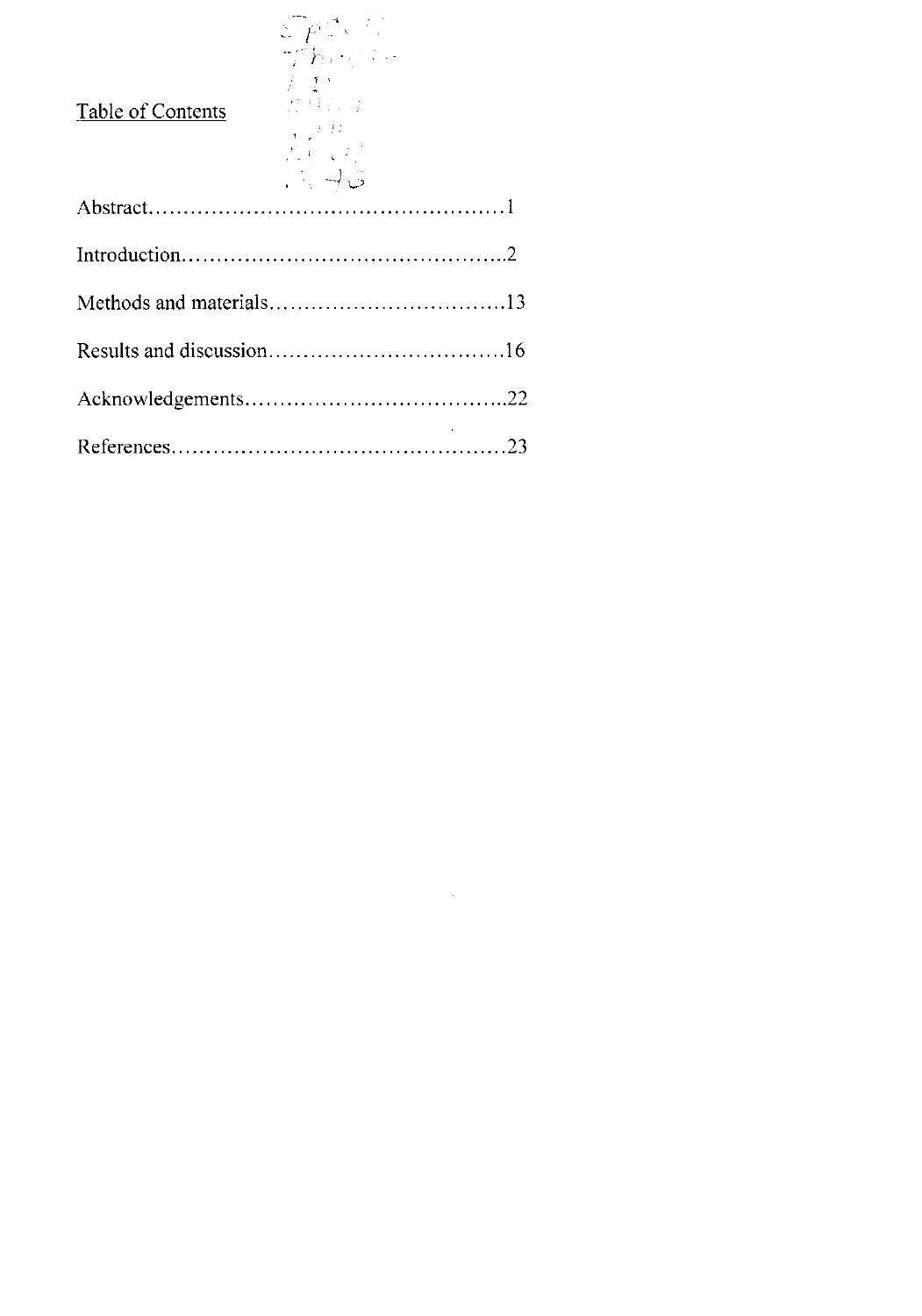# Table of Contents

| Section | Page |
| --- | --- |
| Abstract | 1 |
| Introduction | 2 |
| Methods and materials | 13 |
| Results and discussion | 16 |
| Acknowledgements | 22 |
| References | 23 |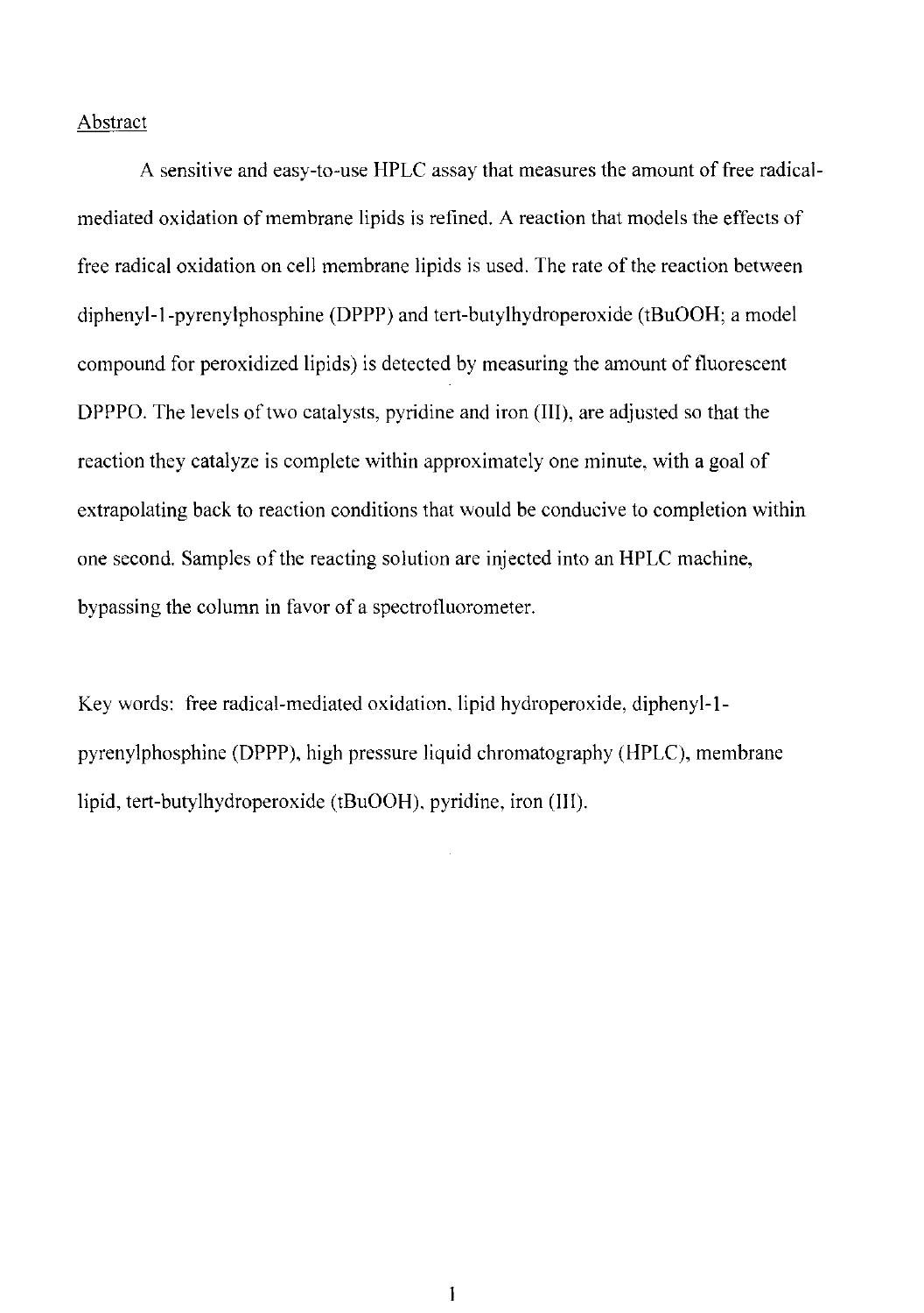## Abstract

A sensitive and easy-to-use HPLC assay that measures the amount of free radical-mediated oxidation of membrane lipids is refined. A reaction that models the effects of free radical oxidation on cell membrane lipids is used. The rate of the reaction between diphenyl-1-pyrenylphosphine (DPPP) and tert-butylhydroperoxide (tBuOOH; a model compound for peroxidized lipids) is detected by measuring the amount of fluorescent DPPPO. The levels of two catalysts, pyridine and iron (III), are adjusted so that the reaction they catalyze is complete within approximately one minute, with a goal of extrapolating back to reaction conditions that would be conducive to completion within one second. Samples of the reacting solution are injected into an HPLC machine, bypassing the column in favor of a spectrofluorometer.

Key words: free radical-mediated oxidation, lipid hydroperoxide, diphenyl-1-pyrenylphosphine (DPPP), high pressure liquid chromatography (HPLC), membrane lipid, tert-butylhydroperoxide (tBuOOH), pyridine, iron (III).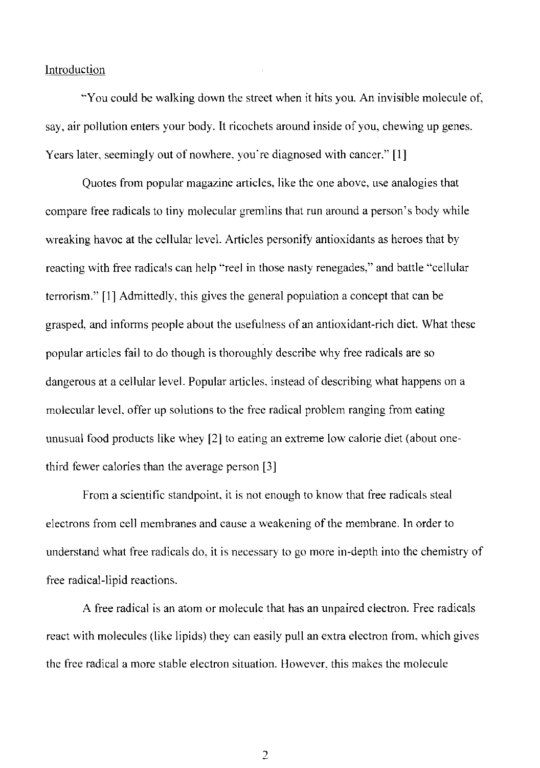## Introduction

"You could be walking down the street when it hits you. An invisible molecule of, say, air pollution enters your body. It ricochets around inside of you, chewing up genes. Years later, seemingly out of nowhere, you're diagnosed with cancer." [1]

Quotes from popular magazine articles, like the one above, use analogies that compare free radicals to tiny molecular gremlins that run around a person's body while wreaking havoc at the cellular level. Articles personify antioxidants as heroes that by reacting with free radicals can help "reel in those nasty renegades," and battle "cellular terrorism." [1] Admittedly, this gives the general population a concept that can be grasped, and informs people about the usefulness of an antioxidant-rich diet. What these popular articles fail to do though is thoroughly describe why free radicals are so dangerous at a cellular level. Popular articles, instead of describing what happens on a molecular level, offer up solutions to the free radical problem ranging from eating unusual food products like whey [2] to eating an extreme low calorie diet (about one-third fewer calories than the average person [3]

From a scientific standpoint, it is not enough to know that free radicals steal electrons from cell membranes and cause a weakening of the membrane. In order to understand what free radicals do, it is necessary to go more in-depth into the chemistry of free radical-lipid reactions.

A free radical is an atom or molecule that has an unpaired electron. Free radicals react with molecules (like lipids) they can easily pull an extra electron from, which gives the free radical a more stable electron situation. However, this makes the molecule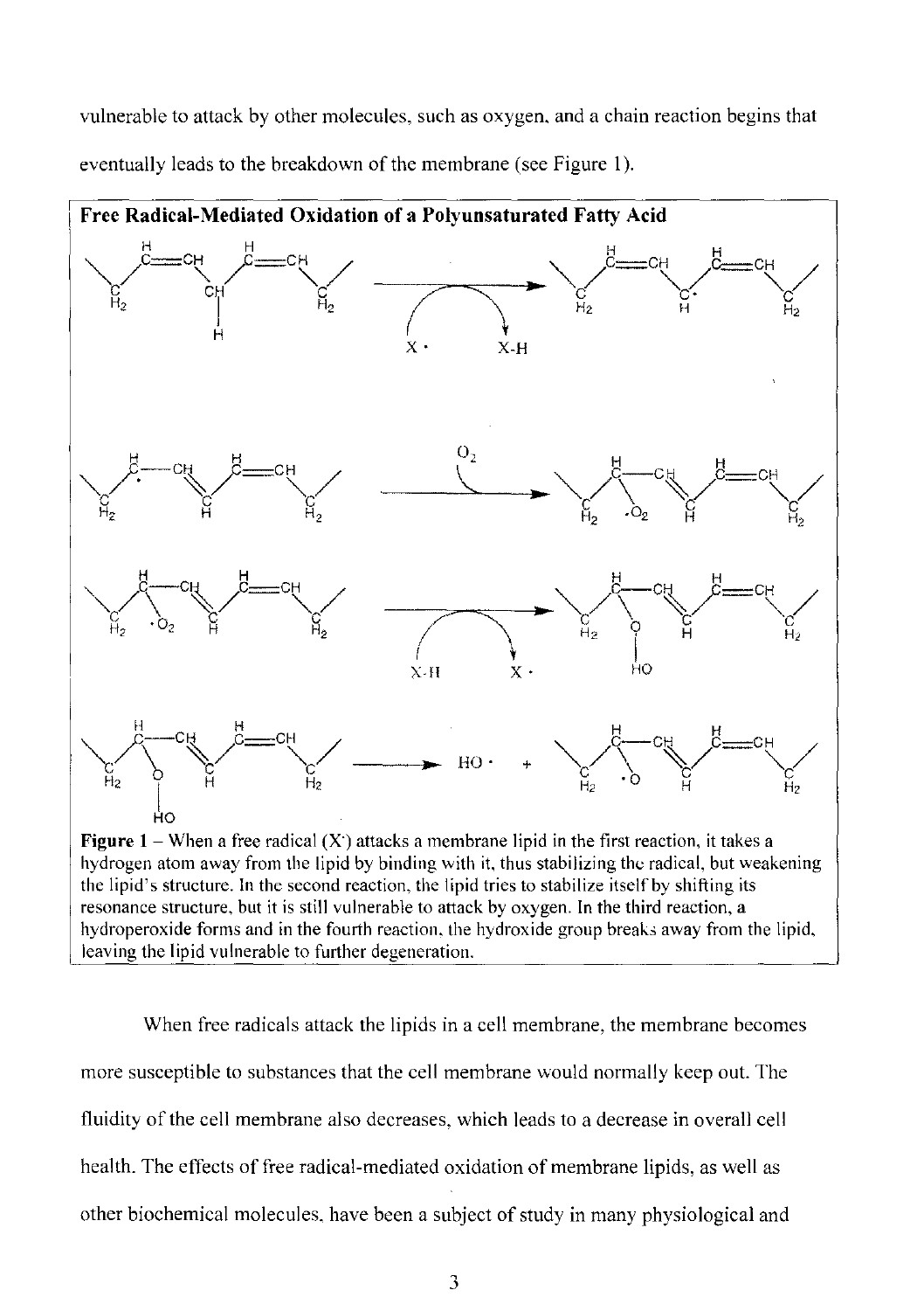vulnerable to attack by other molecules, such as oxygen, and a chain reaction begins that eventually leads to the breakdown of the membrane (see Figure 1).

**Free Radical-Mediated Oxidation of a Polyunsaturated Fatty Acid**

**Figure 1** – When a free radical (X·) attacks a membrane lipid in the first reaction, it takes a hydrogen atom away from the lipid by binding with it, thus stabilizing the radical, but weakening the lipid's structure. In the second reaction, the lipid tries to stabilize itself by shifting its resonance structure, but it is still vulnerable to attack by oxygen. In the third reaction, a hydroperoxide forms and in the fourth reaction, the hydroxide group breaks away from the lipid, leaving the lipid vulnerable to further degeneration.

When free radicals attack the lipids in a cell membrane, the membrane becomes more susceptible to substances that the cell membrane would normally keep out. The fluidity of the cell membrane also decreases, which leads to a decrease in overall cell health. The effects of free radical-mediated oxidation of membrane lipids, as well as other biochemical molecules, have been a subject of study in many physiological and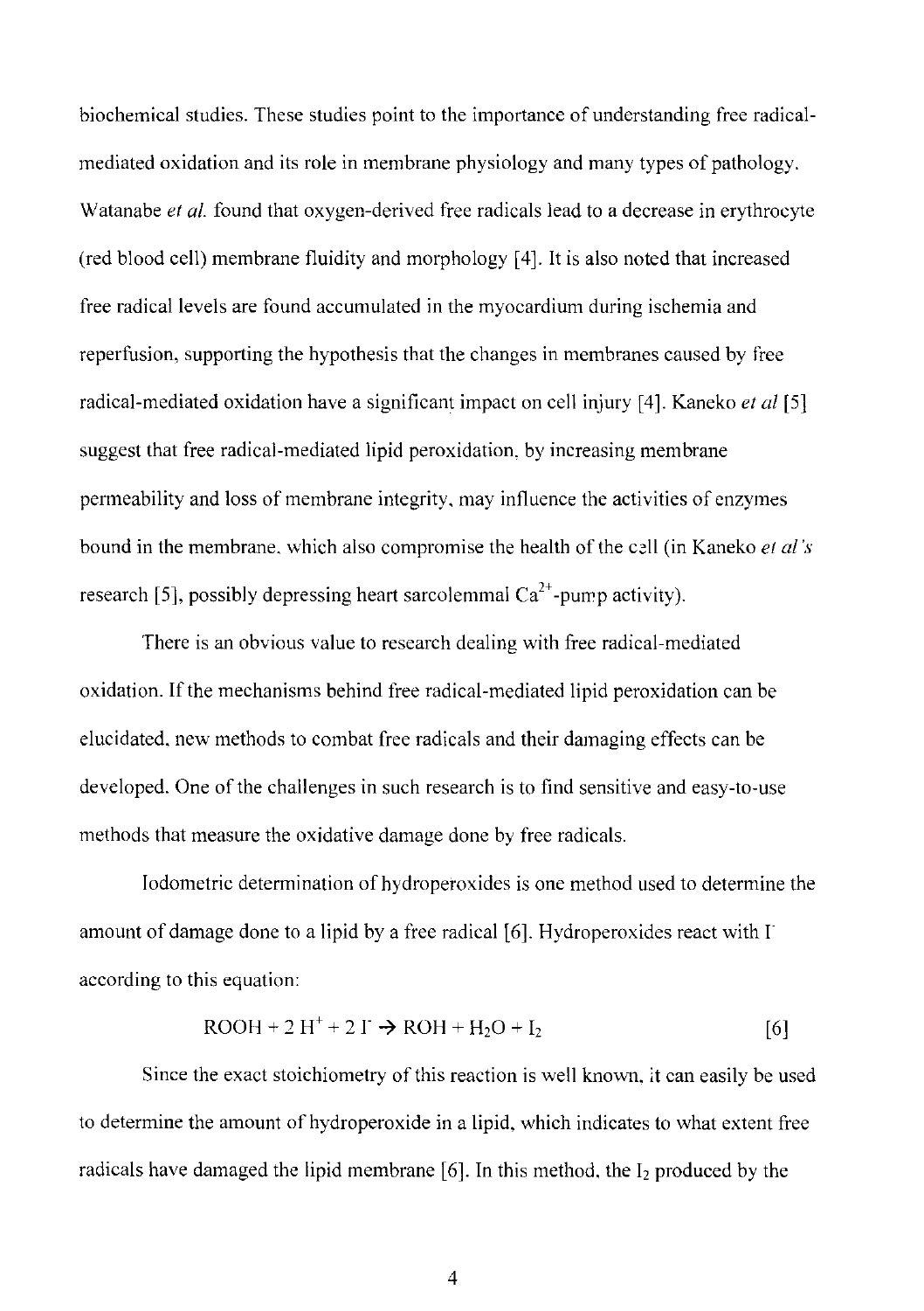biochemical studies. These studies point to the importance of understanding free radical-mediated oxidation and its role in membrane physiology and many types of pathology. Watanabe *et al.* found that oxygen-derived free radicals lead to a decrease in erythrocyte (red blood cell) membrane fluidity and morphology [4]. It is also noted that increased free radical levels are found accumulated in the myocardium during ischemia and reperfusion, supporting the hypothesis that the changes in membranes caused by free radical-mediated oxidation have a significant impact on cell injury [4]. Kaneko *et al* [5] suggest that free radical-mediated lipid peroxidation, by increasing membrane permeability and loss of membrane integrity, may influence the activities of enzymes bound in the membrane, which also compromise the health of the cell (in Kaneko *et al's* research [5], possibly depressing heart sarcolemmal $Ca^{2+}$-pump activity).

There is an obvious value to research dealing with free radical-mediated oxidation. If the mechanisms behind free radical-mediated lipid peroxidation can be elucidated, new methods to combat free radicals and their damaging effects can be developed. One of the challenges in such research is to find sensitive and easy-to-use methods that measure the oxidative damage done by free radicals.

Iodometric determination of hydroperoxides is one method used to determine the amount of damage done to a lipid by a free radical [6]. Hydroperoxides react with $I^-$ according to this equation:

$$ROOH + 2\,H^+ + 2\,I^- \rightarrow ROH + H_2O + I_2 \qquad [6]$$

Since the exact stoichiometry of this reaction is well known, it can easily be used to determine the amount of hydroperoxide in a lipid, which indicates to what extent free radicals have damaged the lipid membrane [6]. In this method, the $I_2$ produced by the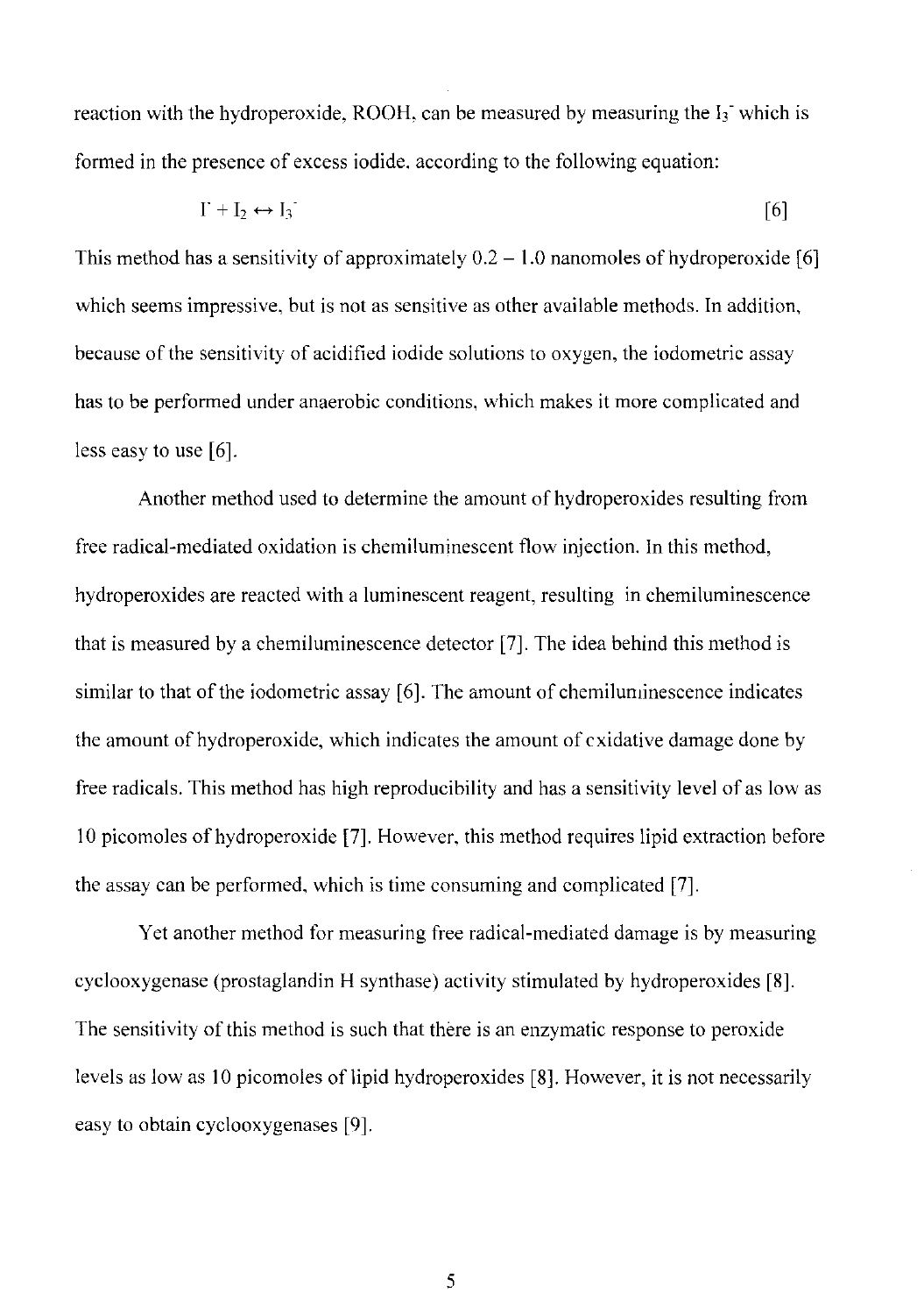reaction with the hydroperoxide, ROOH, can be measured by measuring the $I_3^-$ which is formed in the presence of excess iodide, according to the following equation:

$$I^- + I_2 \leftrightarrow I_3^- \qquad [6]$$

This method has a sensitivity of approximately 0.2 – 1.0 nanomoles of hydroperoxide [6] which seems impressive, but is not as sensitive as other available methods. In addition, because of the sensitivity of acidified iodide solutions to oxygen, the iodometric assay has to be performed under anaerobic conditions, which makes it more complicated and less easy to use [6].

Another method used to determine the amount of hydroperoxides resulting from free radical-mediated oxidation is chemiluminescent flow injection. In this method, hydroperoxides are reacted with a luminescent reagent, resulting in chemiluminescence that is measured by a chemiluminescence detector [7]. The idea behind this method is similar to that of the iodometric assay [6]. The amount of chemiluminescence indicates the amount of hydroperoxide, which indicates the amount of oxidative damage done by free radicals. This method has high reproducibility and has a sensitivity level of as low as 10 picomoles of hydroperoxide [7]. However, this method requires lipid extraction before the assay can be performed, which is time consuming and complicated [7].

Yet another method for measuring free radical-mediated damage is by measuring cyclooxygenase (prostaglandin H synthase) activity stimulated by hydroperoxides [8]. The sensitivity of this method is such that there is an enzymatic response to peroxide levels as low as 10 picomoles of lipid hydroperoxides [8]. However, it is not necessarily easy to obtain cyclooxygenases [9].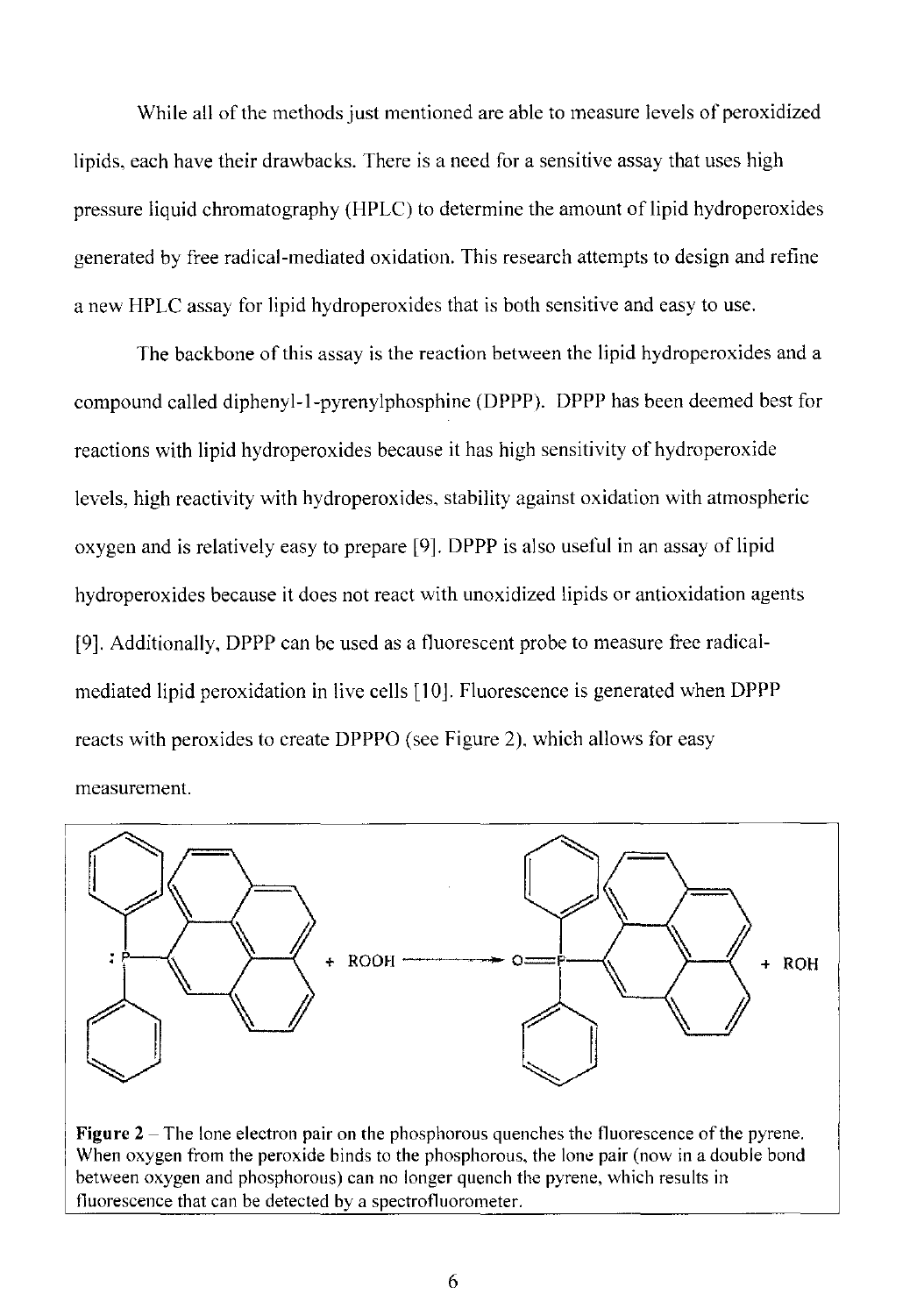While all of the methods just mentioned are able to measure levels of peroxidized lipids, each have their drawbacks. There is a need for a sensitive assay that uses high pressure liquid chromatography (HPLC) to determine the amount of lipid hydroperoxides generated by free radical-mediated oxidation. This research attempts to design and refine a new HPLC assay for lipid hydroperoxides that is both sensitive and easy to use.

The backbone of this assay is the reaction between the lipid hydroperoxides and a compound called diphenyl-1-pyrenylphosphine (DPPP). DPPP has been deemed best for reactions with lipid hydroperoxides because it has high sensitivity of hydroperoxide levels, high reactivity with hydroperoxides, stability against oxidation with atmospheric oxygen and is relatively easy to prepare [9]. DPPP is also useful in an assay of lipid hydroperoxides because it does not react with unoxidized lipids or antioxidation agents [9]. Additionally, DPPP can be used as a fluorescent probe to measure free radical-mediated lipid peroxidation in live cells [10]. Fluorescence is generated when DPPP reacts with peroxides to create DPPPO (see Figure 2), which allows for easy measurement.

**Figure 2** – The lone electron pair on the phosphorous quenches the fluorescence of the pyrene. When oxygen from the peroxide binds to the phosphorous, the lone pair (now in a double bond between oxygen and phosphorous) can no longer quench the pyrene, which results in fluorescence that can be detected by a spectrofluorometer.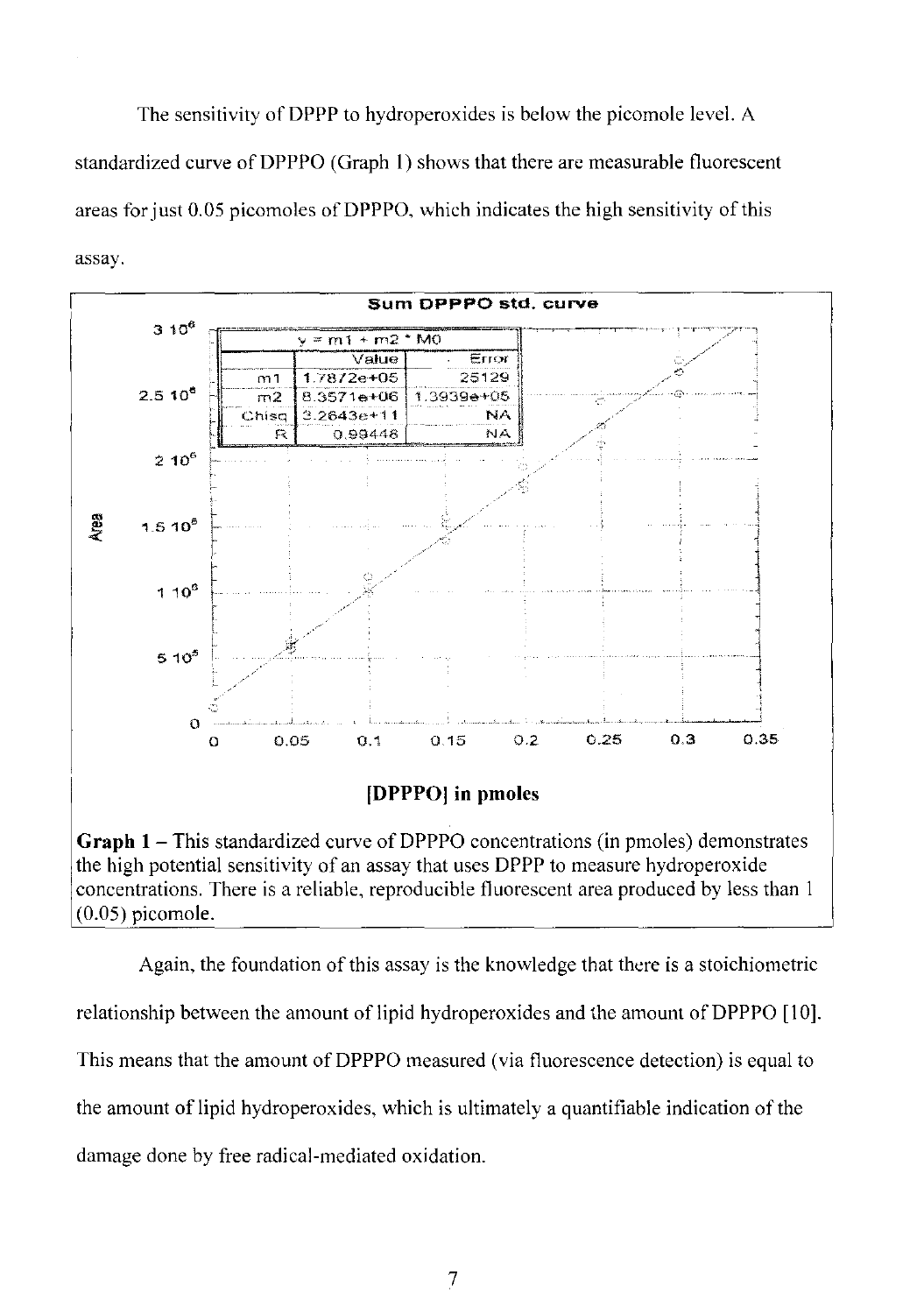The sensitivity of DPPP to hydroperoxides is below the picomole level. A standardized curve of DPPPO (Graph 1) shows that there are measurable fluorescent areas for just 0.05 picomoles of DPPPO, which indicates the high sensitivity of this assay.

**Sum DPPPO std. curve**

| $y = m1 + m2 * M0$ | Value | Error |
|---|---|---|
| m1 | 1.7872e+05 | 25129 |
| m2 | 8.3571e+06 | 1.3939e+05 |
| Chisq | 3.2643e+11 | NA |
| R | 0.99448 | NA |

**Graph 1** – This standardized curve of DPPPO concentrations (in pmoles) demonstrates the high potential sensitivity of an assay that uses DPPP to measure hydroperoxide concentrations. There is a reliable, reproducible fluorescent area produced by less than 1 (0.05) picomole.

Again, the foundation of this assay is the knowledge that there is a stoichiometric relationship between the amount of lipid hydroperoxides and the amount of DPPPO [10]. This means that the amount of DPPPO measured (via fluorescence detection) is equal to the amount of lipid hydroperoxides, which is ultimately a quantifiable indication of the damage done by free radical-mediated oxidation.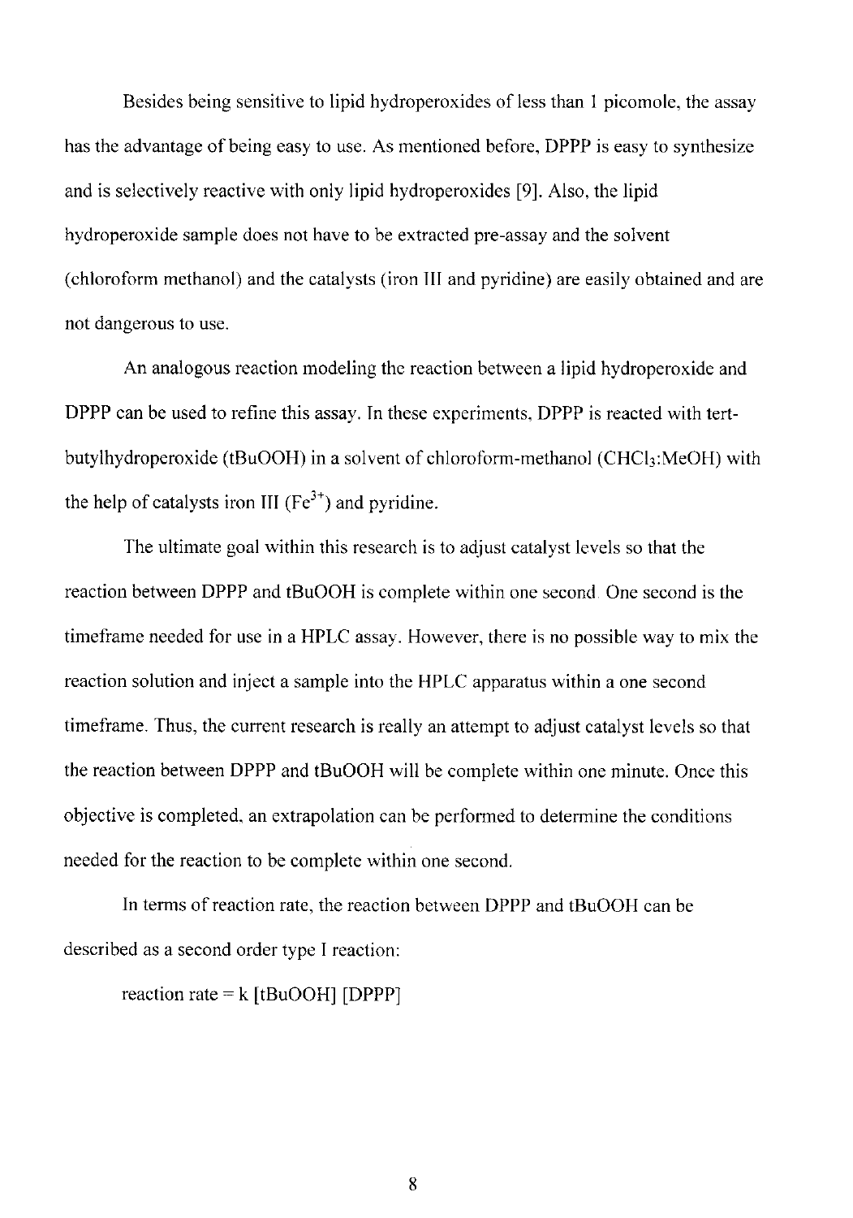Besides being sensitive to lipid hydroperoxides of less than 1 picomole, the assay has the advantage of being easy to use. As mentioned before, DPPP is easy to synthesize and is selectively reactive with only lipid hydroperoxides [9]. Also, the lipid hydroperoxide sample does not have to be extracted pre-assay and the solvent (chloroform methanol) and the catalysts (iron III and pyridine) are easily obtained and are not dangerous to use.

An analogous reaction modeling the reaction between a lipid hydroperoxide and DPPP can be used to refine this assay. In these experiments, DPPP is reacted with tert-butylhydroperoxide (tBuOOH) in a solvent of chloroform-methanol ($CHCl_3$:MeOH) with the help of catalysts iron III ($Fe^{3+}$) and pyridine.

The ultimate goal within this research is to adjust catalyst levels so that the reaction between DPPP and tBuOOH is complete within one second. One second is the timeframe needed for use in a HPLC assay. However, there is no possible way to mix the reaction solution and inject a sample into the HPLC apparatus within a one second timeframe. Thus, the current research is really an attempt to adjust catalyst levels so that the reaction between DPPP and tBuOOH will be complete within one minute. Once this objective is completed, an extrapolation can be performed to determine the conditions needed for the reaction to be complete within one second.

In terms of reaction rate, the reaction between DPPP and tBuOOH can be described as a second order type I reaction:

reaction rate = k [tBuOOH] [DPPP]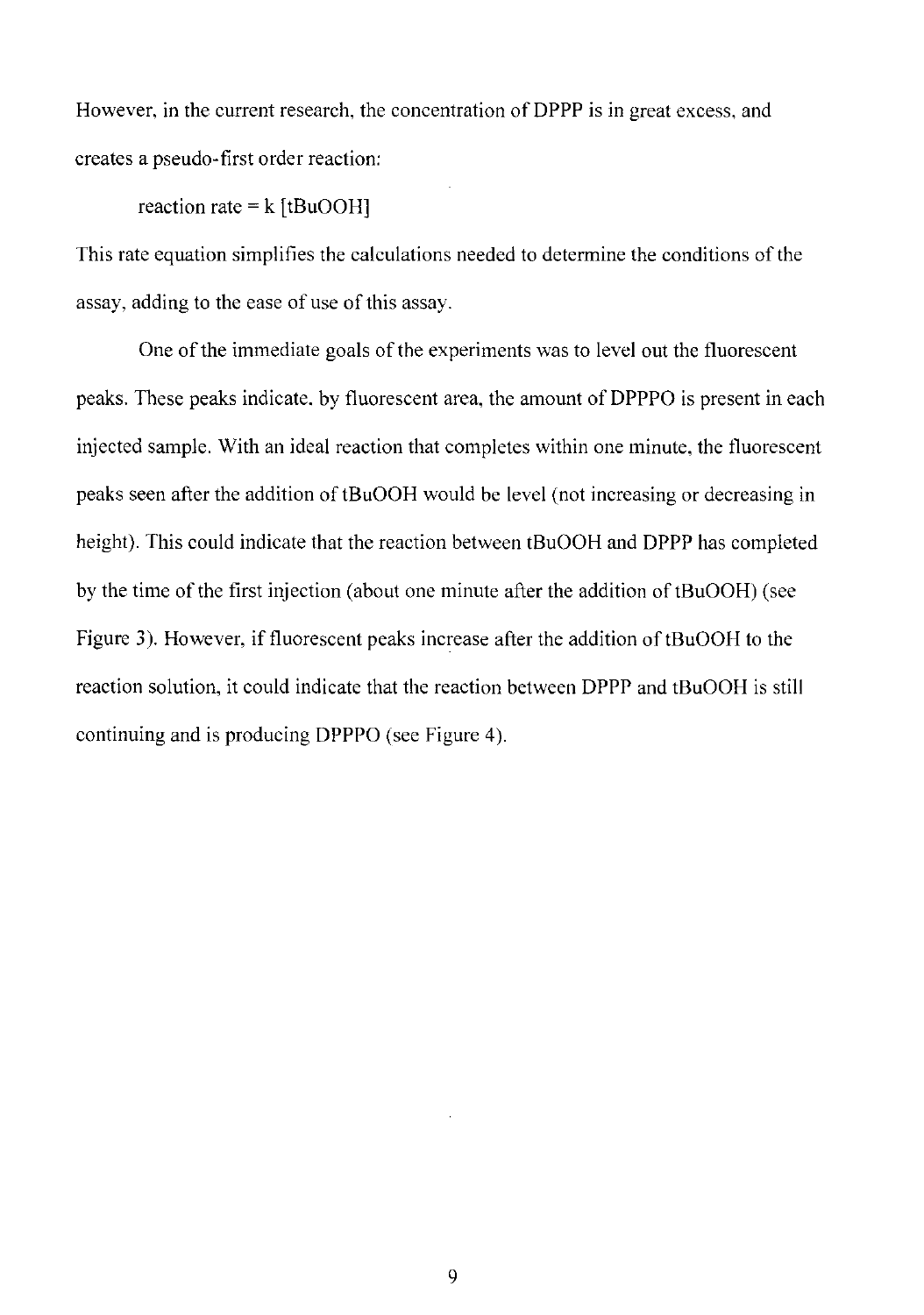However, in the current research, the concentration of DPPP is in great excess, and creates a pseudo-first order reaction:

reaction rate = k [tBuOOH]

This rate equation simplifies the calculations needed to determine the conditions of the assay, adding to the ease of use of this assay.

One of the immediate goals of the experiments was to level out the fluorescent peaks. These peaks indicate, by fluorescent area, the amount of DPPPO is present in each injected sample. With an ideal reaction that completes within one minute, the fluorescent peaks seen after the addition of tBuOOH would be level (not increasing or decreasing in height). This could indicate that the reaction between tBuOOH and DPPP has completed by the time of the first injection (about one minute after the addition of tBuOOH) (see Figure 3). However, if fluorescent peaks increase after the addition of tBuOOH to the reaction solution, it could indicate that the reaction between DPPP and tBuOOH is still continuing and is producing DPPPO (see Figure 4).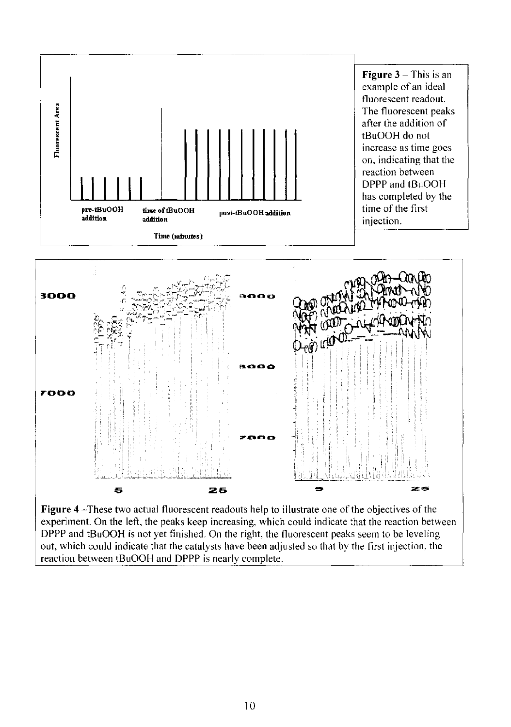**Figure 3** – This is an example of an ideal fluorescent readout. The fluorescent peaks after the addition of tBuOOH do not increase as time goes on, indicating that the reaction between DPPP and tBuOOH has completed by the time of the first injection.

**Figure 4** –These two actual fluorescent readouts help to illustrate one of the objectives of the experiment. On the left, the peaks keep increasing, which could indicate that the reaction between DPPP and tBuOOH is not yet finished. On the right, the fluorescent peaks seem to be leveling out, which could indicate that the catalysts have been adjusted so that by the first injection, the reaction between tBuOOH and DPPP is nearly complete.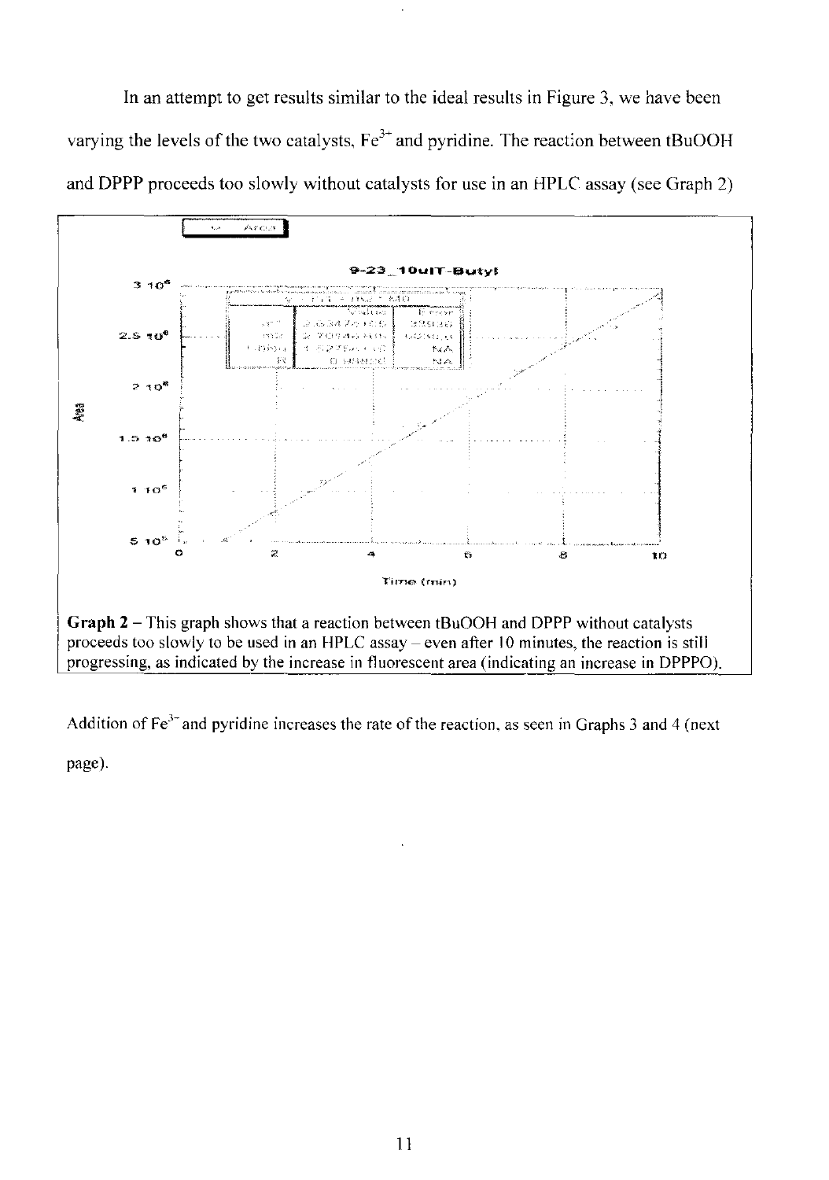In an attempt to get results similar to the ideal results in Figure 3, we have been varying the levels of the two catalysts, $Fe^{3+}$ and pyridine. The reaction between tBuOOH and DPPP proceeds too slowly without catalysts for use in an HPLC assay (see Graph 2)

**Graph 2** – This graph shows that a reaction between tBuOOH and DPPP without catalysts proceeds too slowly to be used in an HPLC assay – even after 10 minutes, the reaction is still progressing, as indicated by the increase in fluorescent area (indicating an increase in DPPPO).

Addition of $Fe^{3+}$ and pyridine increases the rate of the reaction, as seen in Graphs 3 and 4 (next page).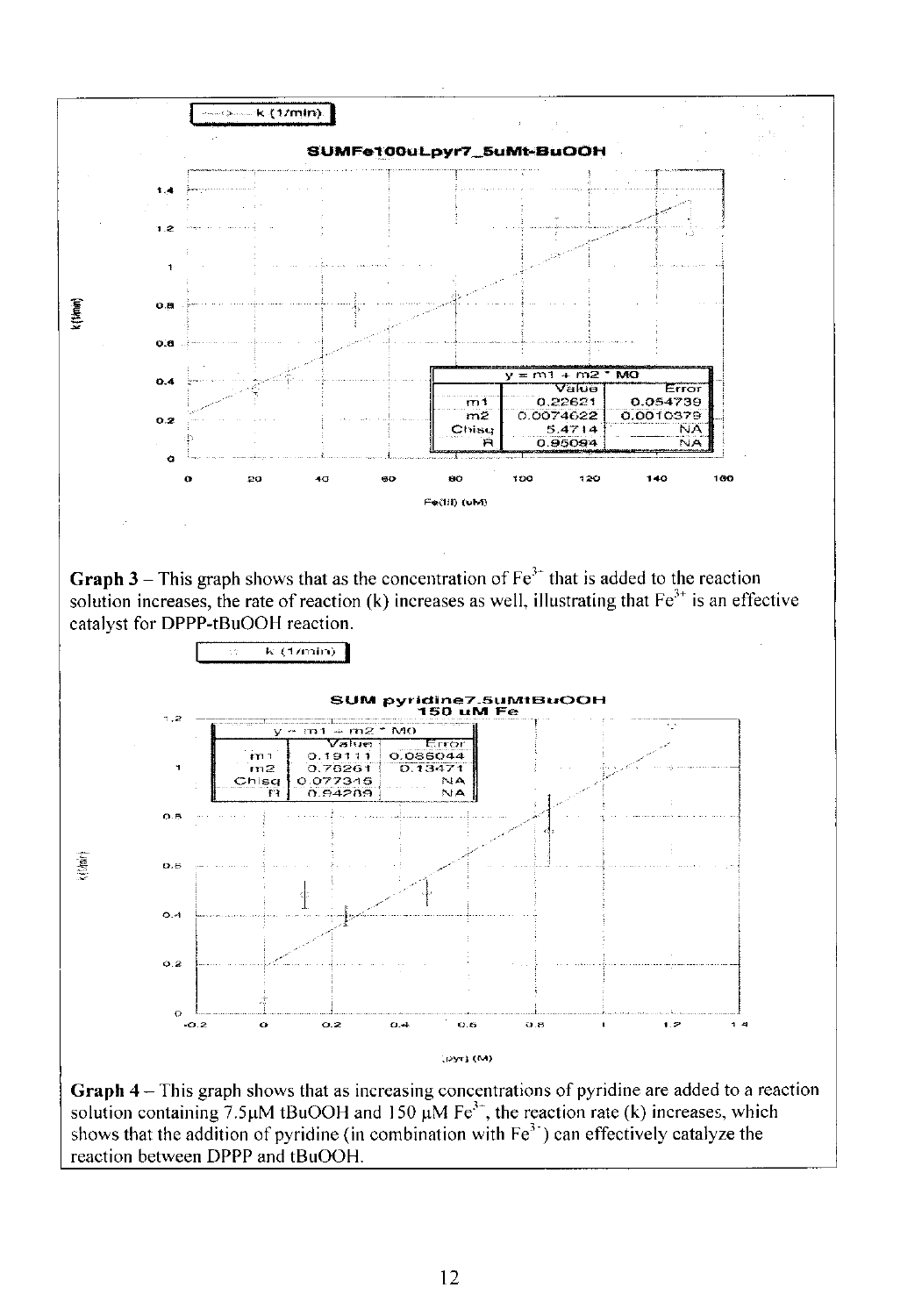k (1/min)

**SUMFe100uLpyr7_5uMt-BuOOH**

| $y = m1 + m2 * M0$ | Value | Error |
|---|---|---|
| m1 | 0.22621 | 0.054739 |
| m2 | 0.0074022 | 0.0010379 |
| Chisq | 5.4714 | NA |
| R | 0.95094 | NA |

**Graph 3** – This graph shows that as the concentration of $Fe^{3+}$ that is added to the reaction solution increases, the rate of reaction (k) increases as well, illustrating that $Fe^{3+}$ is an effective catalyst for DPPP-tBuOOH reaction.

k (1/min)

**SUM pyridine7_5uMtBuOOH 150 uM Fe**

| $y = m1 + m2 * M0$ | Value | Error |
|---|---|---|
| m1 | 0.19111 | 0.086044 |
| m2 | 0.76261 | 0.13471 |
| Chisq | 0.077315 | NA |
| R | 0.94209 | NA |

**Graph 4** – This graph shows that as increasing concentrations of pyridine are added to a reaction solution containing 7.5μM tBuOOH and 150 μM $Fe^{3+}$, the reaction rate (k) increases, which shows that the addition of pyridine (in combination with $Fe^{3+}$) can effectively catalyze the reaction between DPPP and tBuOOH.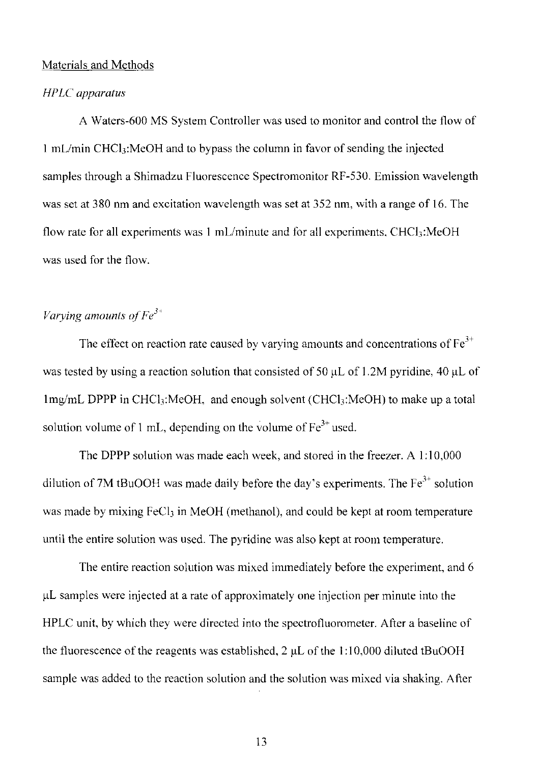## Materials and Methods

### *HPLC apparatus*

A Waters-600 MS System Controller was used to monitor and control the flow of 1 mL/min $CHCl_3$:MeOH and to bypass the column in favor of sending the injected samples through a Shimadzu Fluorescence Spectromonitor RF-530. Emission wavelength was set at 380 nm and excitation wavelength was set at 352 nm, with a range of 16. The flow rate for all experiments was 1 mL/minute and for all experiments, $CHCl_3$:MeOH was used for the flow.

### *Varying amounts of $Fe^{3+}$*

The effect on reaction rate caused by varying amounts and concentrations of $Fe^{3+}$ was tested by using a reaction solution that consisted of 50 μL of 1.2M pyridine, 40 μL of 1mg/mL DPPP in $CHCl_3$:MeOH, and enough solvent ($CHCl_3$:MeOH) to make up a total solution volume of 1 mL, depending on the volume of $Fe^{3+}$ used.

The DPPP solution was made each week, and stored in the freezer. A 1:10,000 dilution of 7M tBuOOH was made daily before the day's experiments. The $Fe^{3+}$ solution was made by mixing $FeCl_3$ in MeOH (methanol), and could be kept at room temperature until the entire solution was used. The pyridine was also kept at room temperature.

The entire reaction solution was mixed immediately before the experiment, and 6 μL samples were injected at a rate of approximately one injection per minute into the HPLC unit, by which they were directed into the spectrofluorometer. After a baseline of the fluorescence of the reagents was established, 2 μL of the 1:10,000 diluted tBuOOH sample was added to the reaction solution and the solution was mixed via shaking. After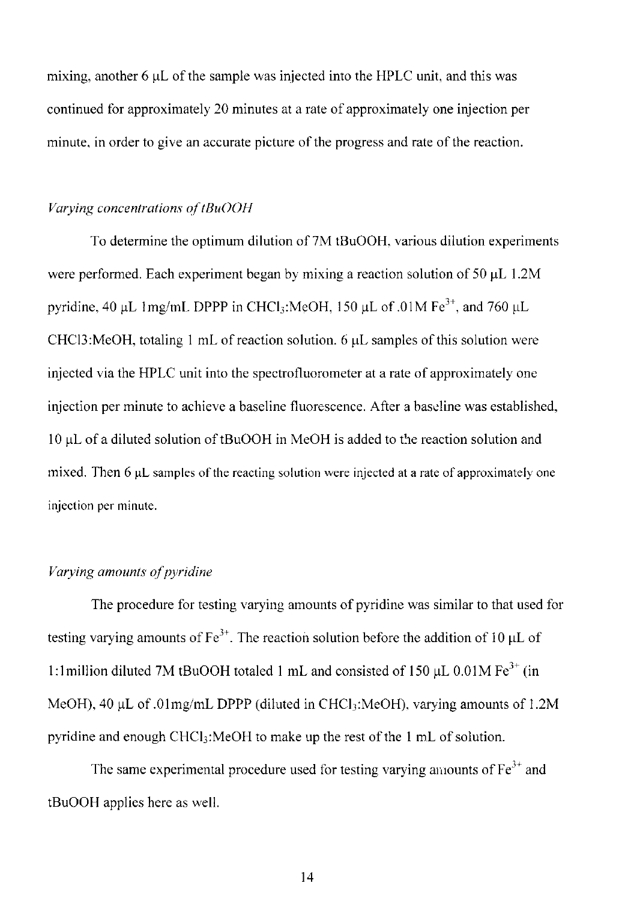mixing, another 6 μL of the sample was injected into the HPLC unit, and this was continued for approximately 20 minutes at a rate of approximately one injection per minute, in order to give an accurate picture of the progress and rate of the reaction.

*Varying concentrations of tBuOOH*

To determine the optimum dilution of 7M tBuOOH, various dilution experiments were performed. Each experiment began by mixing a reaction solution of 50 μL 1.2M pyridine, 40 μL 1mg/mL DPPP in $CHCl_3$:MeOH, 150 μL of .01M $Fe^{3+}$, and 760 μL CHCl3:MeOH, totaling 1 mL of reaction solution. 6 μL samples of this solution were injected via the HPLC unit into the spectrofluorometer at a rate of approximately one injection per minute to achieve a baseline fluorescence. After a baseline was established, 10 μL of a diluted solution of tBuOOH in MeOH is added to the reaction solution and mixed. Then 6 μL samples of the reacting solution were injected at a rate of approximately one injection per minute.

*Varying amounts of pyridine*

The procedure for testing varying amounts of pyridine was similar to that used for testing varying amounts of $Fe^{3+}$. The reaction solution before the addition of 10 μL of 1:1million diluted 7M tBuOOH totaled 1 mL and consisted of 150 μL 0.01M $Fe^{3+}$ (in MeOH), 40 μL of .01mg/mL DPPP (diluted in $CHCl_3$:MeOH), varying amounts of 1.2M pyridine and enough $CHCl_3$:MeOH to make up the rest of the 1 mL of solution.

The same experimental procedure used for testing varying amounts of $Fe^{3+}$ and tBuOOH applies here as well.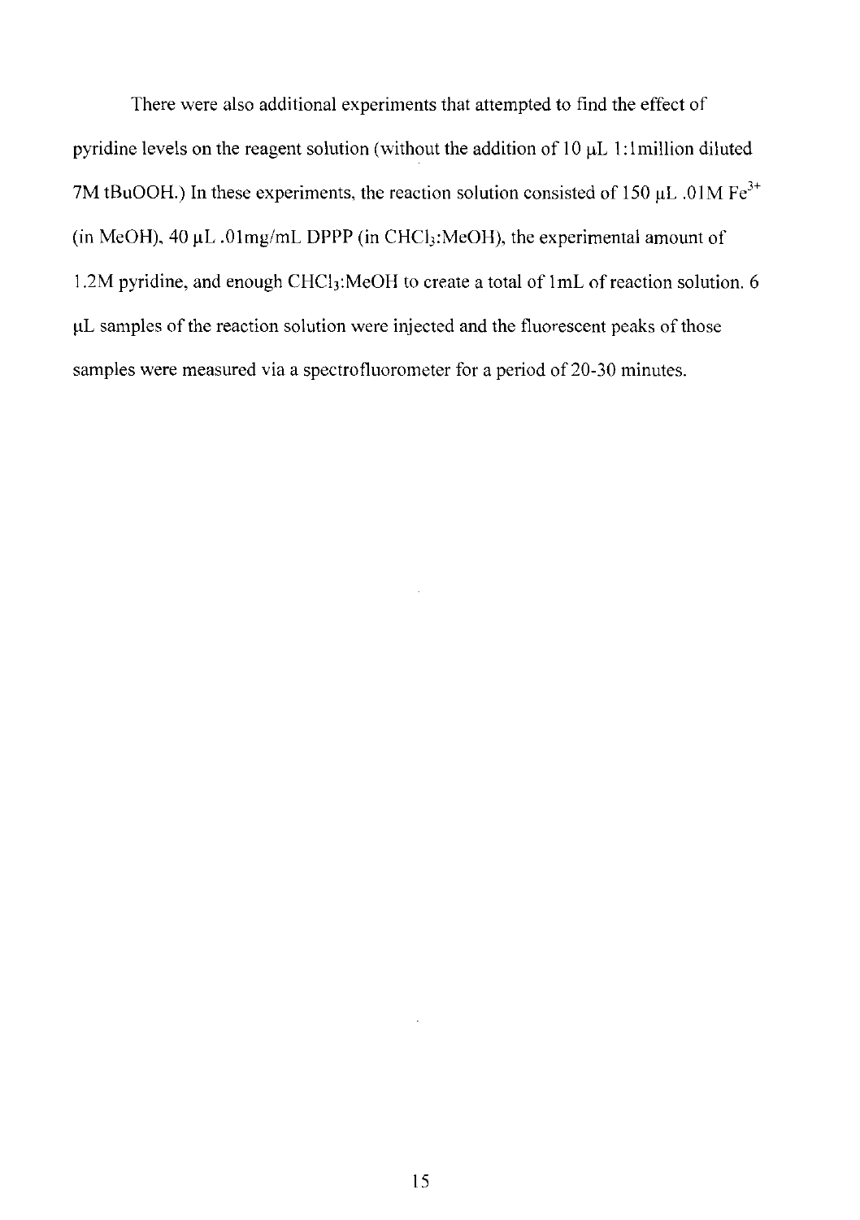There were also additional experiments that attempted to find the effect of pyridine levels on the reagent solution (without the addition of 10 μL 1:1million diluted 7M tBuOOH.) In these experiments, the reaction solution consisted of 150 μL .01M $Fe^{3+}$ (in MeOH), 40 μL .01mg/mL DPPP (in $CHCl_3$:MeOH), the experimental amount of 1.2M pyridine, and enough $CHCl_3$:MeOH to create a total of 1mL of reaction solution. 6 μL samples of the reaction solution were injected and the fluorescent peaks of those samples were measured via a spectrofluorometer for a period of 20-30 minutes.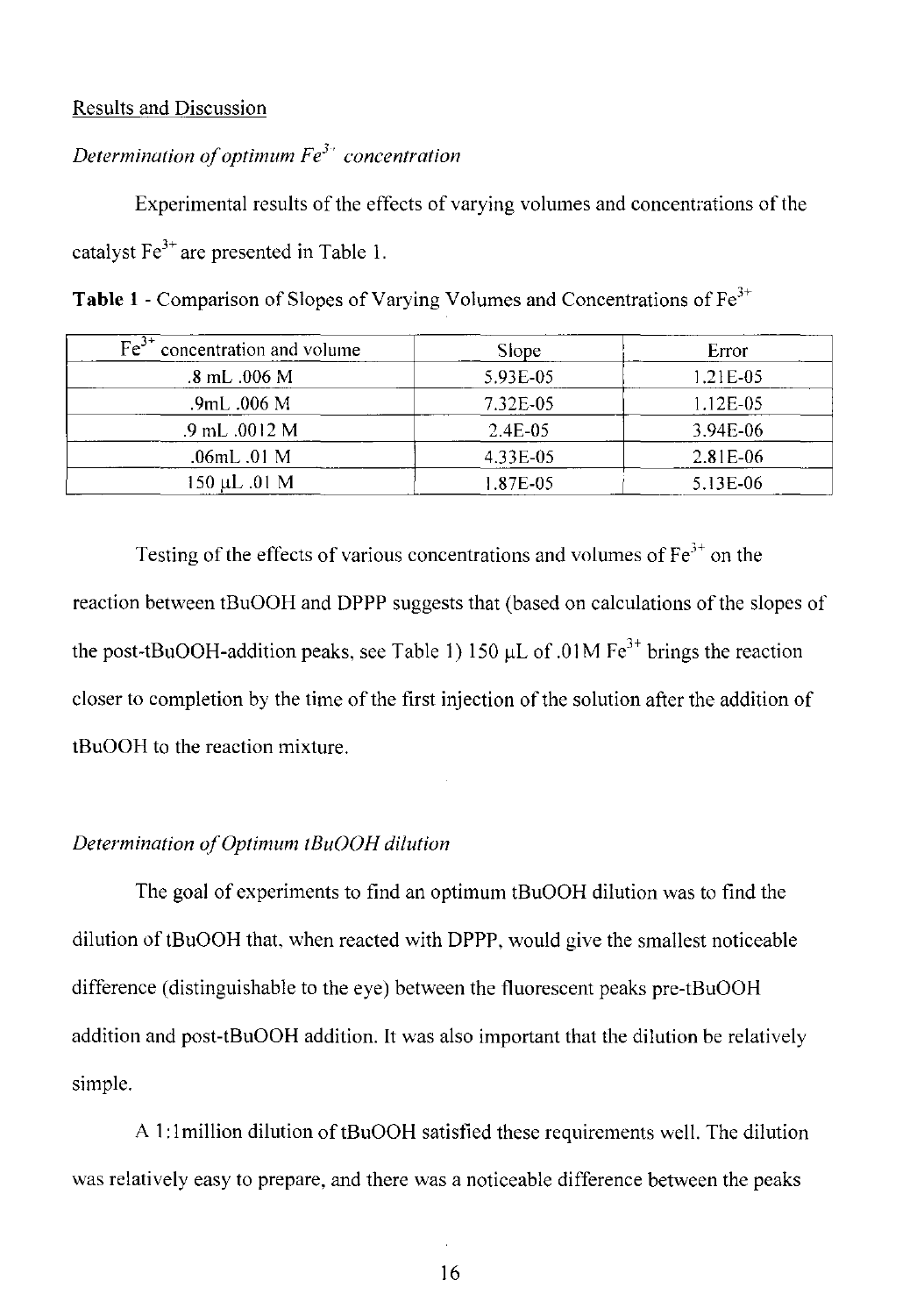## Results and Discussion

### *Determination of optimum $Fe^{3+}$ concentration*

Experimental results of the effects of varying volumes and concentrations of the catalyst $Fe^{3+}$ are presented in Table 1.

**Table 1** - Comparison of Slopes of Varying Volumes and Concentrations of $Fe^{3+}$

| $Fe^{3+}$ concentration and volume | Slope | Error |
|---|---|---|
| .8 mL .006 M | 5.93E-05 | 1.21E-05 |
| .9mL .006 M | 7.32E-05 | 1.12E-05 |
| .9 mL .0012 M | 2.4E-05 | 3.94E-06 |
| .06mL .01 M | 4.33E-05 | 2.81E-06 |
| 150 μL .01 M | 1.87E-05 | 5.13E-06 |

Testing of the effects of various concentrations and volumes of $Fe^{3+}$ on the reaction between tBuOOH and DPPP suggests that (based on calculations of the slopes of the post-tBuOOH-addition peaks, see Table 1) 150 μL of .01M $Fe^{3+}$ brings the reaction closer to completion by the time of the first injection of the solution after the addition of tBuOOH to the reaction mixture.

### *Determination of Optimum tBuOOH dilution*

The goal of experiments to find an optimum tBuOOH dilution was to find the dilution of tBuOOH that, when reacted with DPPP, would give the smallest noticeable difference (distinguishable to the eye) between the fluorescent peaks pre-tBuOOH addition and post-tBuOOH addition. It was also important that the dilution be relatively simple.

A 1:1million dilution of tBuOOH satisfied these requirements well. The dilution was relatively easy to prepare, and there was a noticeable difference between the peaks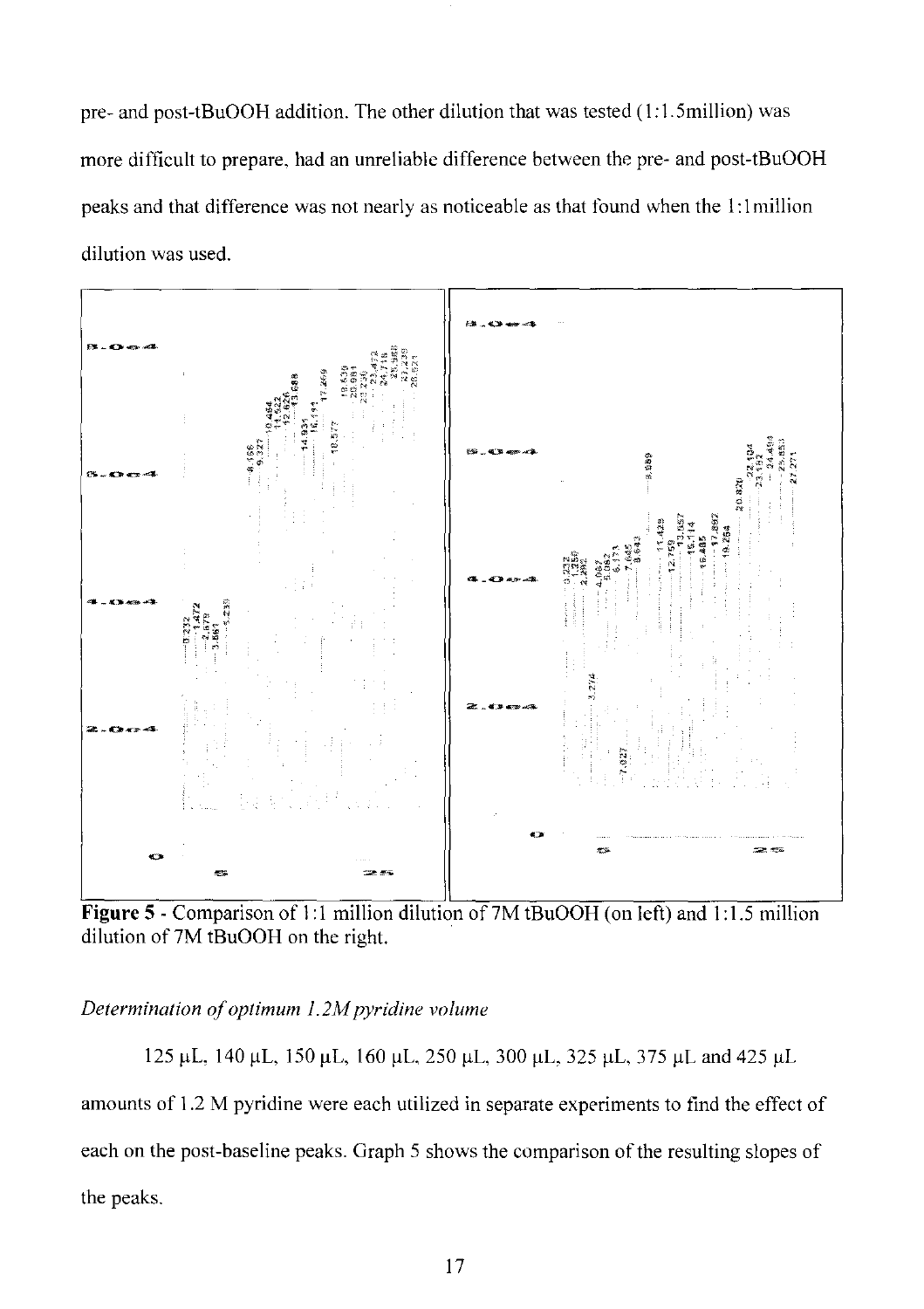pre- and post-tBuOOH addition. The other dilution that was tested (1:1.5million) was more difficult to prepare, had an unreliable difference between the pre- and post-tBuOOH peaks and that difference was not nearly as noticeable as that found when the 1:1million dilution was used.

**Figure 5** - Comparison of 1:1 million dilution of 7M tBuOOH (on left) and 1:1.5 million dilution of 7M tBuOOH on the right.

*Determination of optimum 1.2M pyridine volume*

125 μL, 140 μL, 150 μL, 160 μL, 250 μL, 300 μL, 325 μL, 375 μL and 425 μL amounts of 1.2 M pyridine were each utilized in separate experiments to find the effect of each on the post-baseline peaks. Graph 5 shows the comparison of the resulting slopes of the peaks.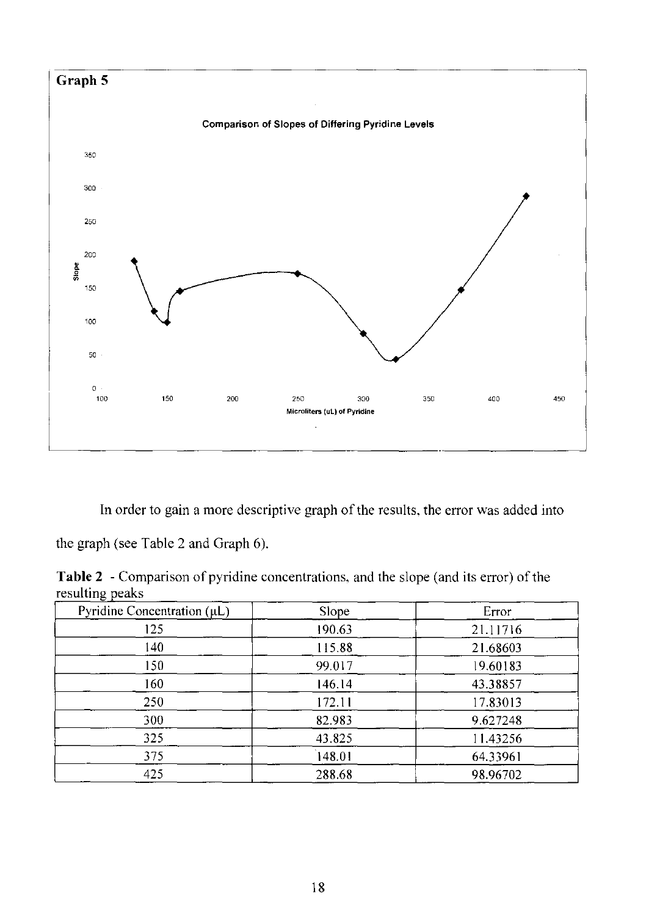**Graph 5**

In order to gain a more descriptive graph of the results, the error was added into the graph (see Table 2 and Graph 6).

**Table 2** - Comparison of pyridine concentrations, and the slope (and its error) of the resulting peaks

| Pyridine Concentration (μL) | Slope | Error |
|---|---|---|
| 125 | 190.63 | 21.11716 |
| 140 | 115.88 | 21.68603 |
| 150 | 99.017 | 19.60183 |
| 160 | 146.14 | 43.38857 |
| 250 | 172.11 | 17.83013 |
| 300 | 82.983 | 9.627248 |
| 325 | 43.825 | 11.43256 |
| 375 | 148.01 | 64.33961 |
| 425 | 288.68 | 98.96702 |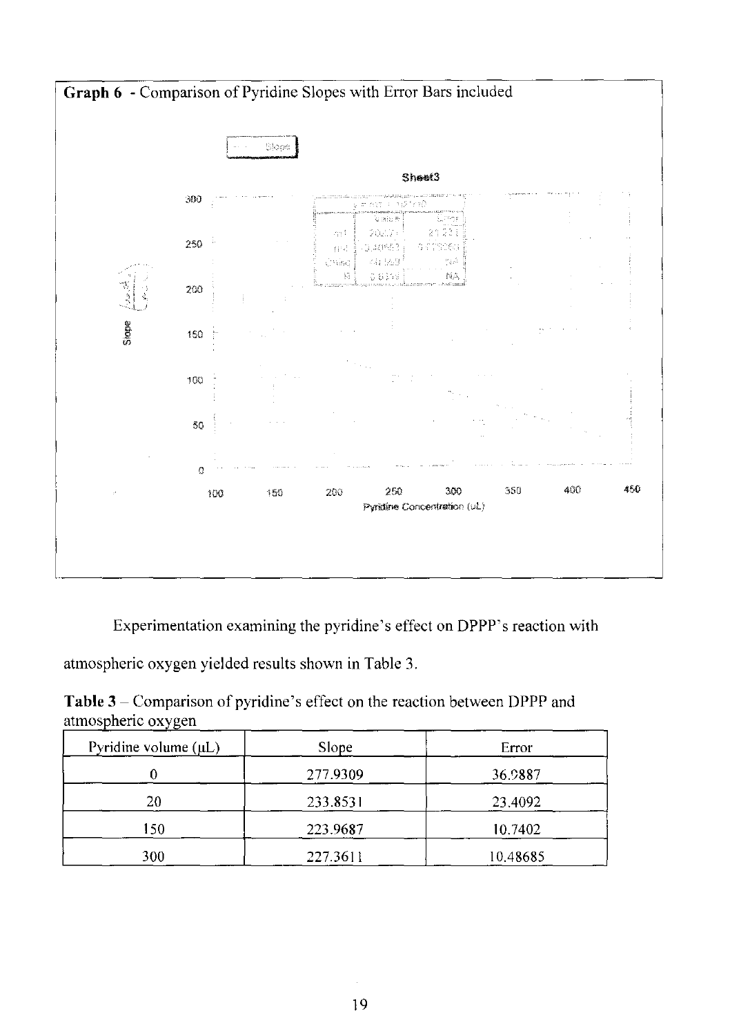**Graph 6** - Comparison of Pyridine Slopes with Error Bars included

Experimentation examining the pyridine's effect on DPPP's reaction with atmospheric oxygen yielded results shown in Table 3.

**Table 3** – Comparison of pyridine's effect on the reaction between DPPP and atmospheric oxygen

| Pyridine volume (μL) | Slope | Error |
|---|---|---|
| 0 | 277.9309 | 36.9887 |
| 20 | 233.8531 | 23.4092 |
| 150 | 223.9687 | 10.7402 |
| 300 | 227.3611 | 10.48685 |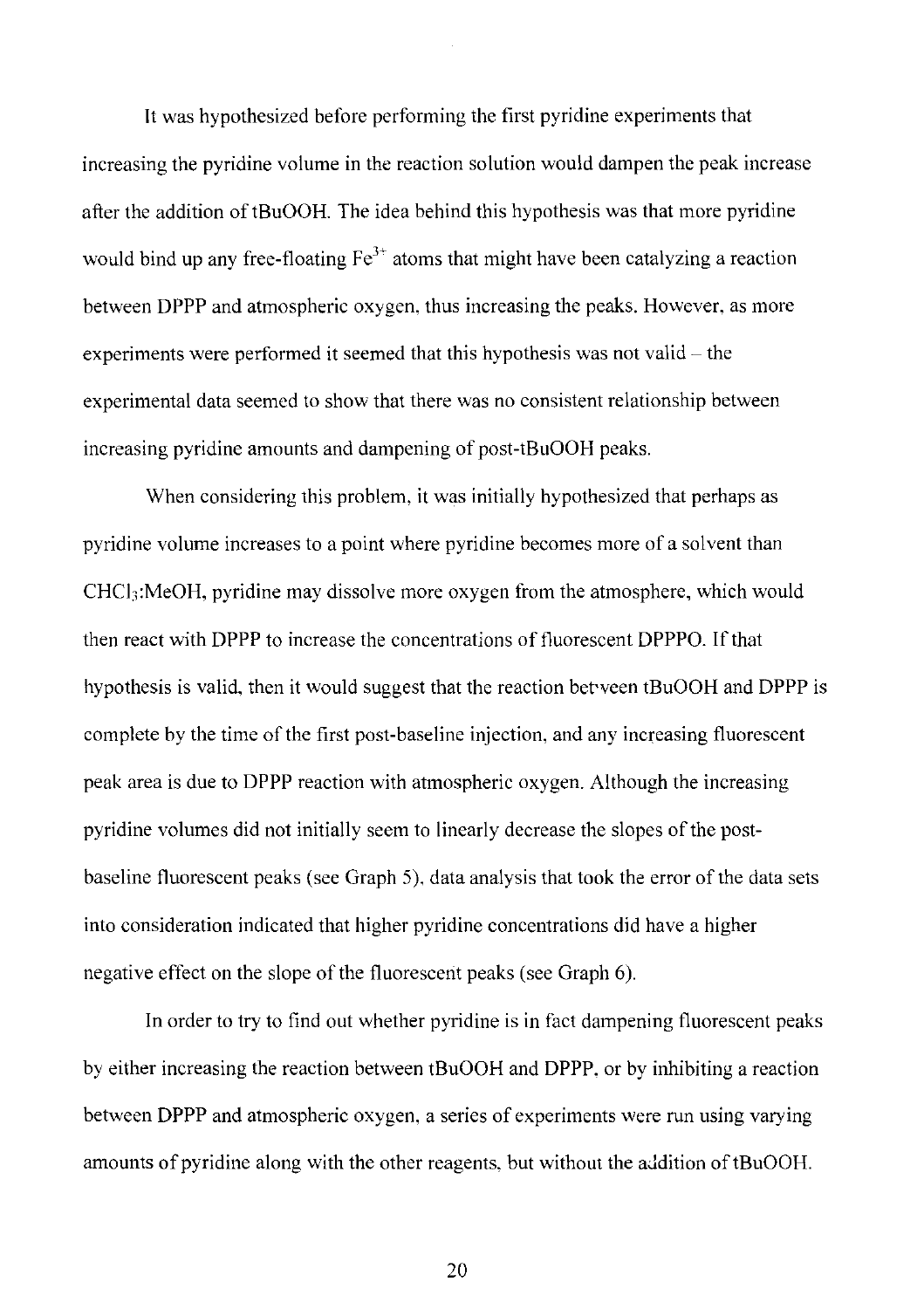It was hypothesized before performing the first pyridine experiments that increasing the pyridine volume in the reaction solution would dampen the peak increase after the addition of tBuOOH. The idea behind this hypothesis was that more pyridine would bind up any free-floating $Fe^{3+}$ atoms that might have been catalyzing a reaction between DPPP and atmospheric oxygen, thus increasing the peaks. However, as more experiments were performed it seemed that this hypothesis was not valid – the experimental data seemed to show that there was no consistent relationship between increasing pyridine amounts and dampening of post-tBuOOH peaks.

When considering this problem, it was initially hypothesized that perhaps as pyridine volume increases to a point where pyridine becomes more of a solvent than $CHCl_3$:MeOH, pyridine may dissolve more oxygen from the atmosphere, which would then react with DPPP to increase the concentrations of fluorescent DPPPO. If that hypothesis is valid, then it would suggest that the reaction between tBuOOH and DPPP is complete by the time of the first post-baseline injection, and any increasing fluorescent peak area is due to DPPP reaction with atmospheric oxygen. Although the increasing pyridine volumes did not initially seem to linearly decrease the slopes of the post-baseline fluorescent peaks (see Graph 5), data analysis that took the error of the data sets into consideration indicated that higher pyridine concentrations did have a higher negative effect on the slope of the fluorescent peaks (see Graph 6).

In order to try to find out whether pyridine is in fact dampening fluorescent peaks by either increasing the reaction between tBuOOH and DPPP, or by inhibiting a reaction between DPPP and atmospheric oxygen, a series of experiments were run using varying amounts of pyridine along with the other reagents, but without the addition of tBuOOH.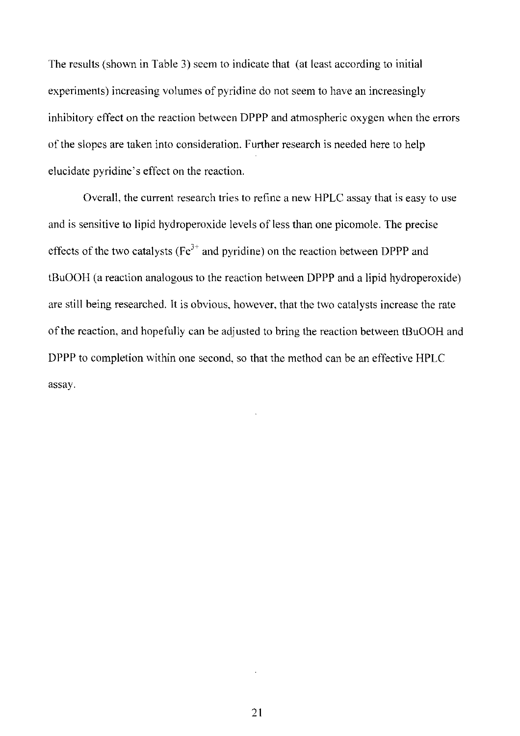The results (shown in Table 3) seem to indicate that (at least according to initial experiments) increasing volumes of pyridine do not seem to have an increasingly inhibitory effect on the reaction between DPPP and atmospheric oxygen when the errors of the slopes are taken into consideration. Further research is needed here to help elucidate pyridine's effect on the reaction.

Overall, the current research tries to refine a new HPLC assay that is easy to use and is sensitive to lipid hydroperoxide levels of less than one picomole. The precise effects of the two catalysts ($Fe^{3+}$ and pyridine) on the reaction between DPPP and tBuOOH (a reaction analogous to the reaction between DPPP and a lipid hydroperoxide) are still being researched. It is obvious, however, that the two catalysts increase the rate of the reaction, and hopefully can be adjusted to bring the reaction between tBuOOH and DPPP to completion within one second, so that the method can be an effective HPLC assay.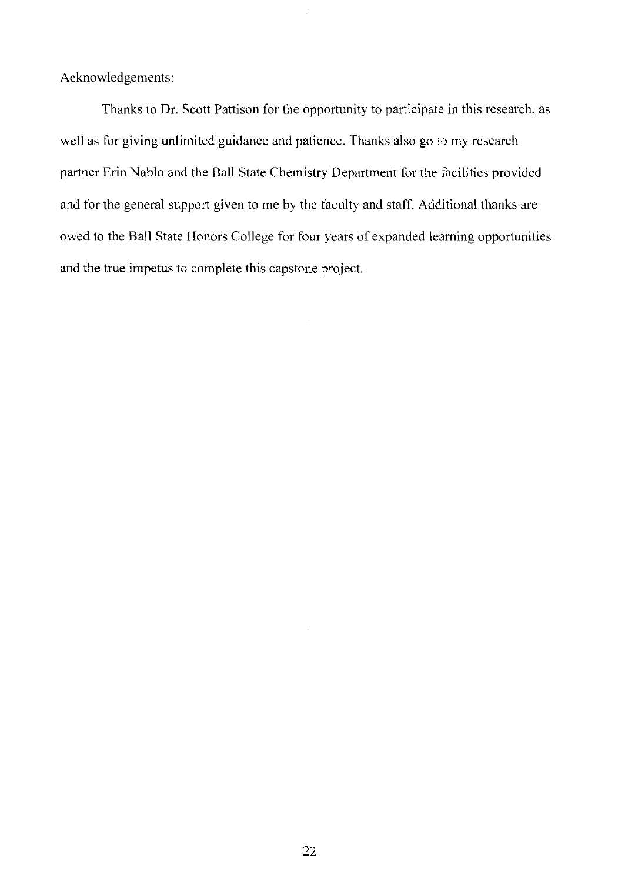Acknowledgements:

Thanks to Dr. Scott Pattison for the opportunity to participate in this research, as well as for giving unlimited guidance and patience. Thanks also go to my research partner Erin Nablo and the Ball State Chemistry Department for the facilities provided and for the general support given to me by the faculty and staff. Additional thanks are owed to the Ball State Honors College for four years of expanded learning opportunities and the true impetus to complete this capstone project.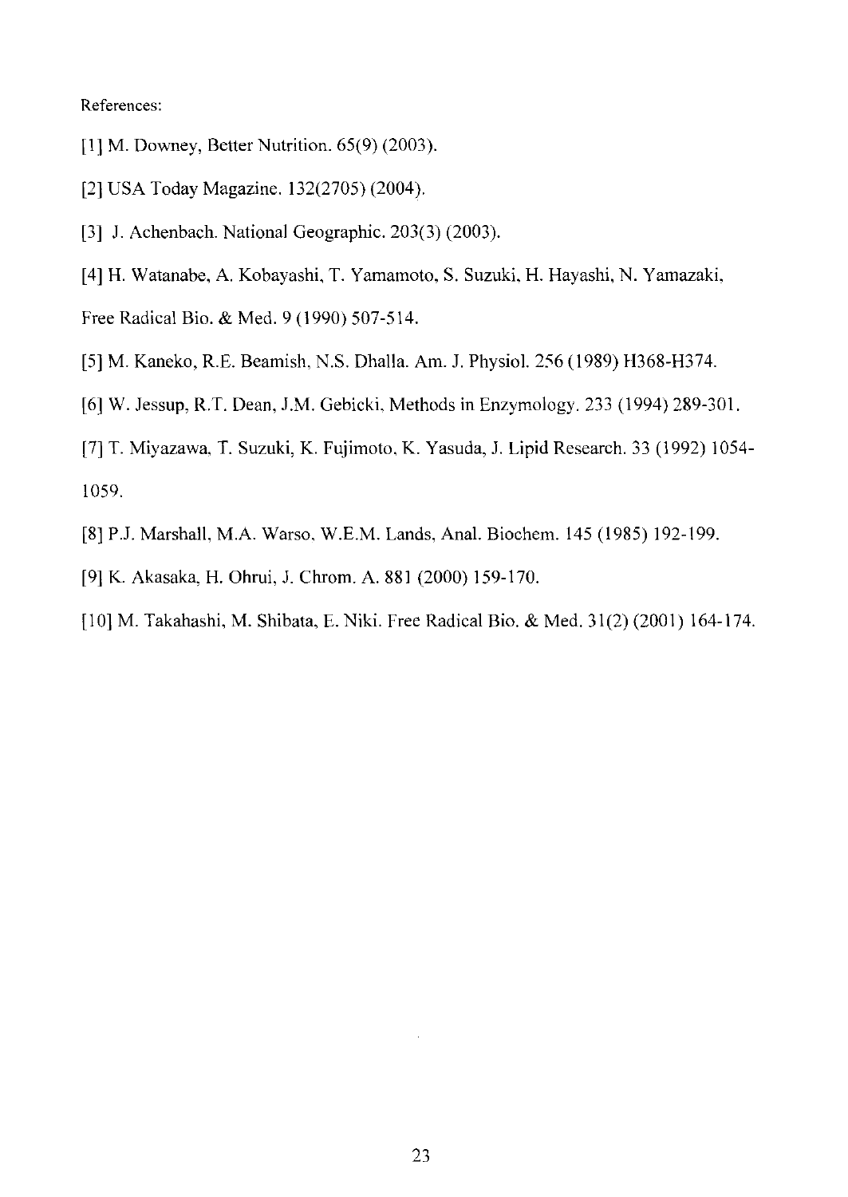References:

[1] M. Downey, Better Nutrition. 65(9) (2003).

[2] USA Today Magazine. 132(2705) (2004).

[3] J. Achenbach. National Geographic. 203(3) (2003).

[4] H. Watanabe, A. Kobayashi, T. Yamamoto, S. Suzuki, H. Hayashi, N. Yamazaki, Free Radical Bio. & Med. 9 (1990) 507-514.

[5] M. Kaneko, R.E. Beamish, N.S. Dhalla. Am. J. Physiol. 256 (1989) H368-H374.

[6] W. Jessup, R.T. Dean, J.M. Gebicki, Methods in Enzymology. 233 (1994) 289-301.

[7] T. Miyazawa, T. Suzuki, K. Fujimoto, K. Yasuda, J. Lipid Research. 33 (1992) 1054-1059.

[8] P.J. Marshall, M.A. Warso, W.E.M. Lands, Anal. Biochem. 145 (1985) 192-199.

[9] K. Akasaka, H. Ohrui, J. Chrom. A. 881 (2000) 159-170.

[10] M. Takahashi, M. Shibata, E. Niki. Free Radical Bio. & Med. 31(2) (2001) 164-174.